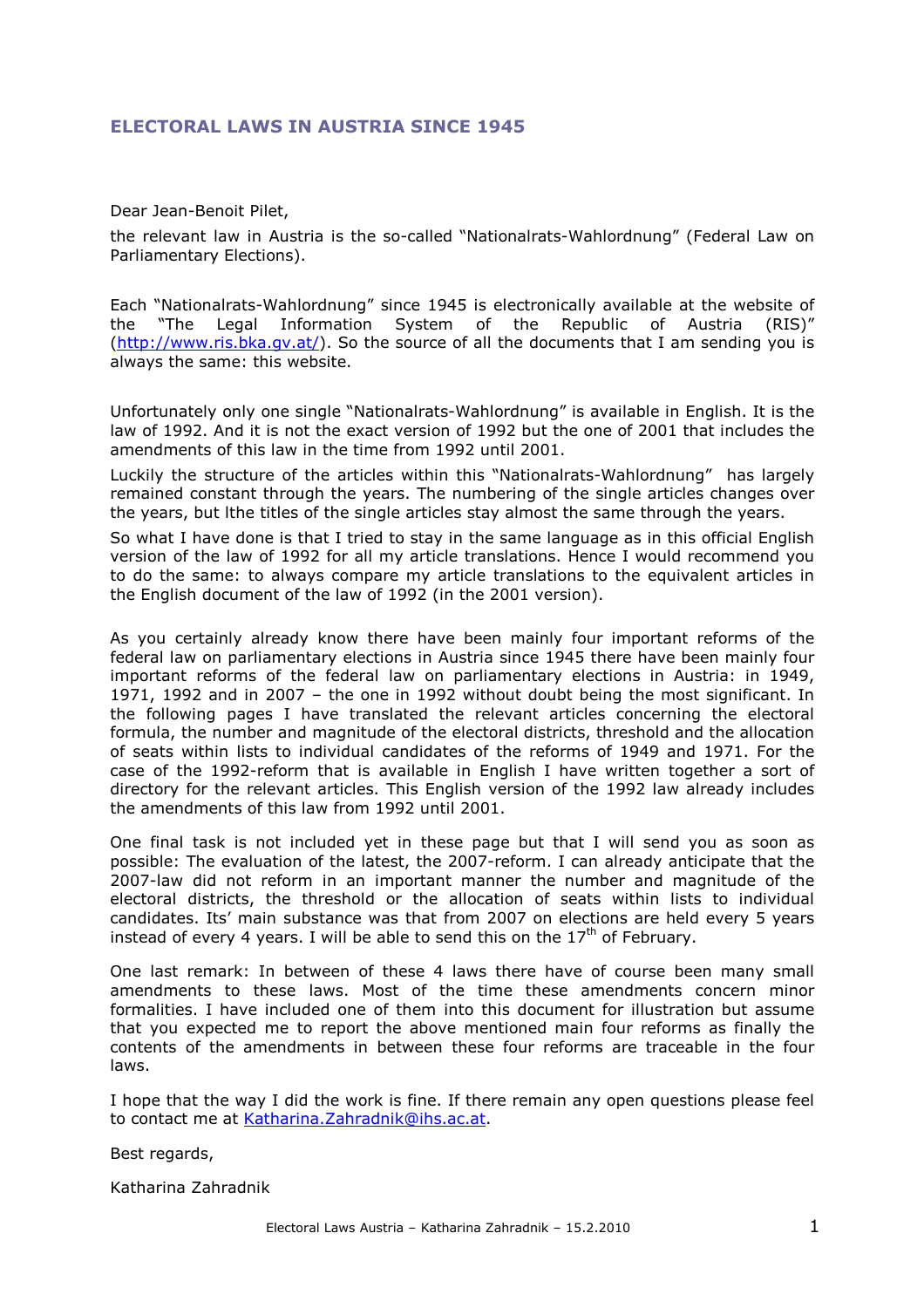# ELECTORAL LAWS IN AUSTRIA SINCE 1945

Dear Jean-Benoit Pilet,

the relevant law in Austria is the so-called "Nationalrats-Wahlordnung" (Federal Law on Parliamentary Elections).

Each "Nationalrats-Wahlordnung" since 1945 is electronically available at the website of the "The Legal Information System of the Republic of Austria (RIS)" (http://www.ris.bka.gv.at/). So the source of all the documents that I am sending you is always the same: this website.

Unfortunately only one single "Nationalrats-Wahlordnung" is available in English. It is the law of 1992. And it is not the exact version of 1992 but the one of 2001 that includes the amendments of this law in the time from 1992 until 2001.

Luckily the structure of the articles within this "Nationalrats-Wahlordnung" has largely remained constant through the years. The numbering of the single articles changes over the years, but lthe titles of the single articles stay almost the same through the years.

So what I have done is that I tried to stay in the same language as in this official English version of the law of 1992 for all my article translations. Hence I would recommend you to do the same: to always compare my article translations to the equivalent articles in the English document of the law of 1992 (in the 2001 version).

As you certainly already know there have been mainly four important reforms of the federal law on parliamentary elections in Austria since 1945 there have been mainly four important reforms of the federal law on parliamentary elections in Austria: in 1949, 1971, 1992 and in 2007 – the one in 1992 without doubt being the most significant. In the following pages I have translated the relevant articles concerning the electoral formula, the number and magnitude of the electoral districts, threshold and the allocation of seats within lists to individual candidates of the reforms of 1949 and 1971. For the case of the 1992-reform that is available in English I have written together a sort of directory for the relevant articles. This English version of the 1992 law already includes the amendments of this law from 1992 until 2001.

One final task is not included yet in these page but that I will send you as soon as possible: The evaluation of the latest, the 2007-reform. I can already anticipate that the 2007-law did not reform in an important manner the number and magnitude of the electoral districts, the threshold or the allocation of seats within lists to individual candidates. Its' main substance was that from 2007 on elections are held every 5 years instead of every 4 years. I will be able to send this on the 17th of February.

One last remark: In between of these 4 laws there have of course been many small amendments to these laws. Most of the time these amendments concern minor formalities. I have included one of them into this document for illustration but assume that you expected me to report the above mentioned main four reforms as finally the contents of the amendments in between these four reforms are traceable in the four laws.

I hope that the way I did the work is fine. If there remain any open questions please feel to contact me at Katharina.Zahradnik@ihs.ac.at.

Best regards,

Katharina Zahradnik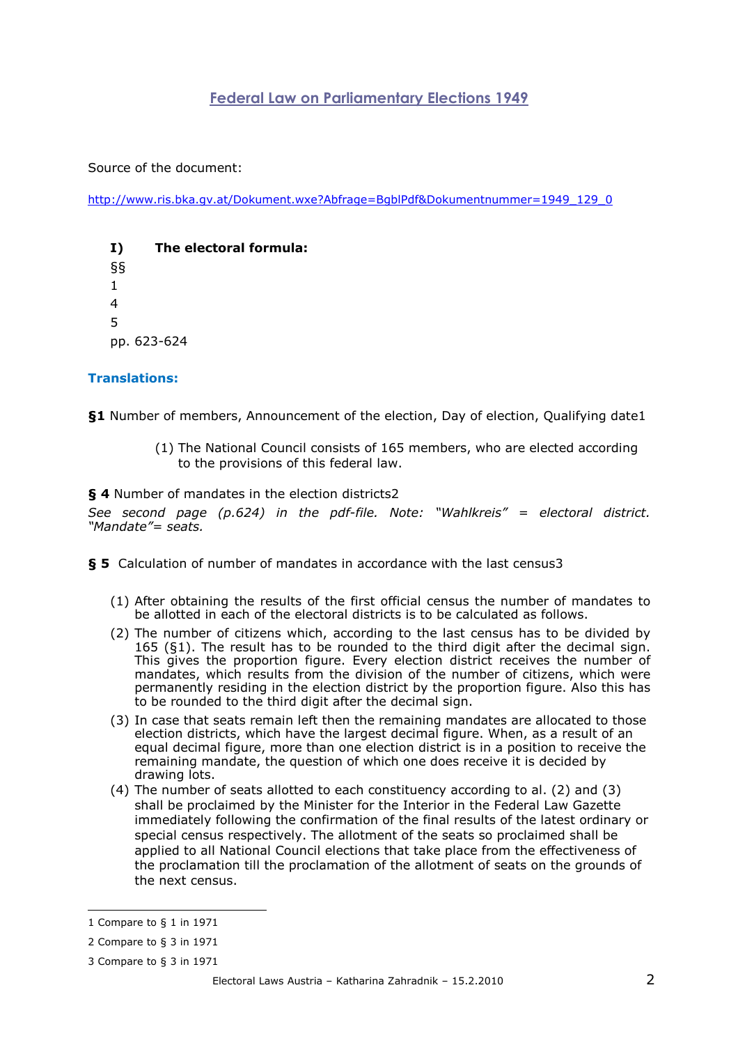# Federal Law on Parliamentary Elections 1949

Source of the document:

http://www.ris.bka.gv.at/Dokument.wxe?Abfrage=BgblPdf&Dokumentnummer=1949_129_0

**I) The electoral formula:**

§§
1
4
5
pp. 623-624

## Translations:

**§1** Number of members, Announcement of the election, Day of election, Qualifying date[1]

(1) The National Council consists of 165 members, who are elected according to the provisions of this federal law.

**§ 4** Number of mandates in the election districts[2]

*See second page (p.624) in the pdf-file. Note: "Wahlkreis" = electoral district. "Mandate"= seats.*

**§ 5** Calculation of number of mandates in accordance with the last census[3]

(1) After obtaining the results of the first official census the number of mandates to be allotted in each of the electoral districts is to be calculated as follows.

(2) The number of citizens which, according to the last census has to be divided by 165 (§1). The result has to be rounded to the third digit after the decimal sign. This gives the proportion figure. Every election district receives the number of mandates, which results from the division of the number of citizens, which were permanently residing in the election district by the proportion figure. Also this has to be rounded to the third digit after the decimal sign.

(3) In case that seats remain left then the remaining mandates are allocated to those election districts, which have the largest decimal figure. When, as a result of an equal decimal figure, more than one election district is in a position to receive the remaining mandate, the question of which one does receive it is decided by drawing lots.

(4) The number of seats allotted to each constituency according to al. (2) and (3) shall be proclaimed by the Minister for the Interior in the Federal Law Gazette immediately following the confirmation of the final results of the latest ordinary or special census respectively. The allotment of the seats so proclaimed shall be applied to all National Council elections that take place from the effectiveness of the proclamation till the proclamation of the allotment of seats on the grounds of the next census.

---

[1] Compare to § 1 in 1971

[2] Compare to § 3 in 1971

[3] Compare to § 3 in 1971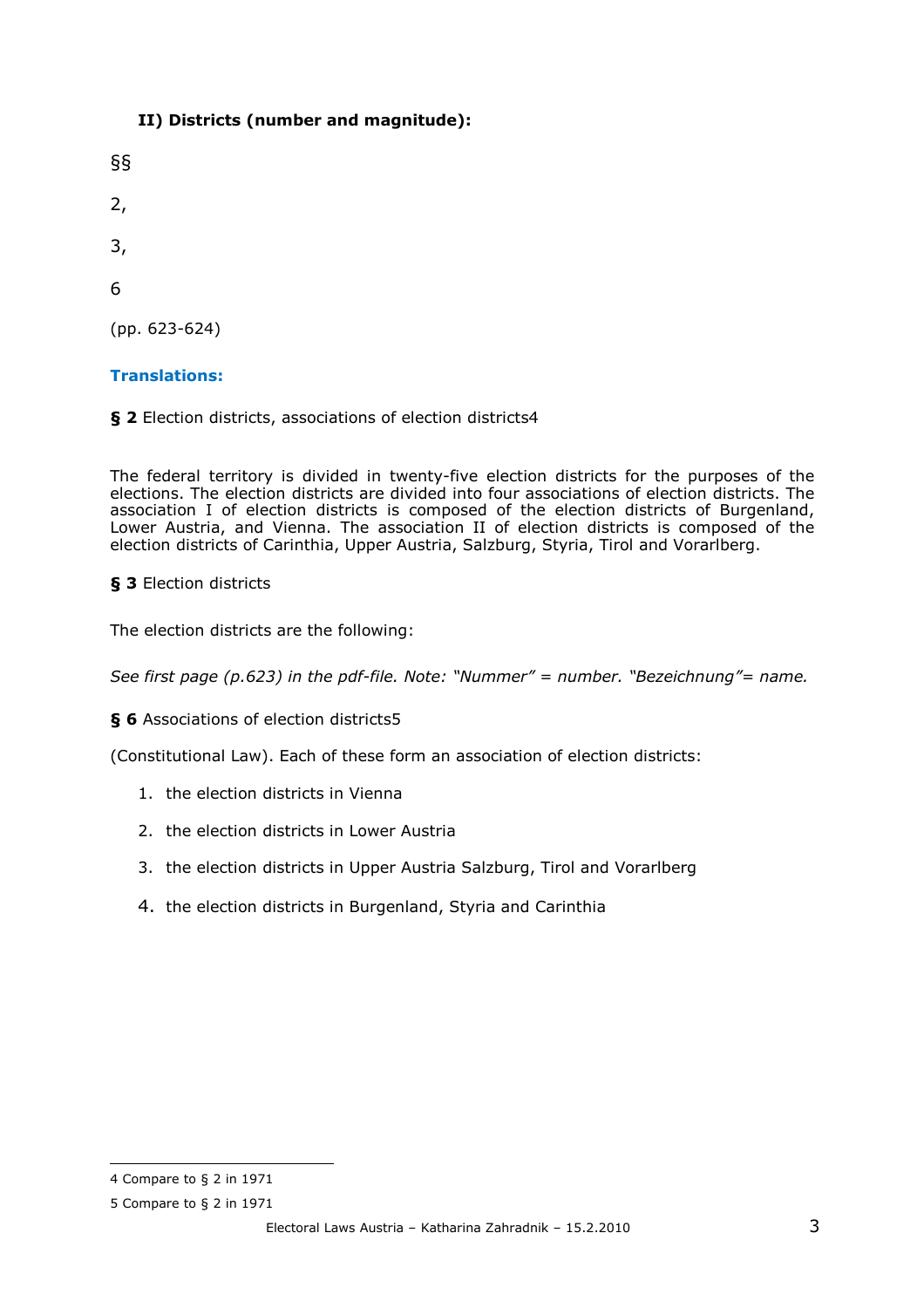**II) Districts (number and magnitude):**

§§

2,

3,

6

(pp. 623-624)

**Translations:**

**§ 2** Election districts, associations of election districts[4]

The federal territory is divided in twenty-five election districts for the purposes of the elections. The election districts are divided into four associations of election districts. The association I of election districts is composed of the election districts of Burgenland, Lower Austria, and Vienna. The association II of election districts is composed of the election districts of Carinthia, Upper Austria, Salzburg, Styria, Tirol and Vorarlberg.

**§ 3** Election districts

The election districts are the following:

*See first page (p.623) in the pdf-file. Note: "Nummer" = number. "Bezeichnung"= name.*

**§ 6** Associations of election districts[5]

(Constitutional Law). Each of these form an association of election districts:

1. the election districts in Vienna
2. the election districts in Lower Austria
3. the election districts in Upper Austria Salzburg, Tirol and Vorarlberg
4. the election districts in Burgenland, Styria and Carinthia

---

4 Compare to § 2 in 1971

5 Compare to § 2 in 1971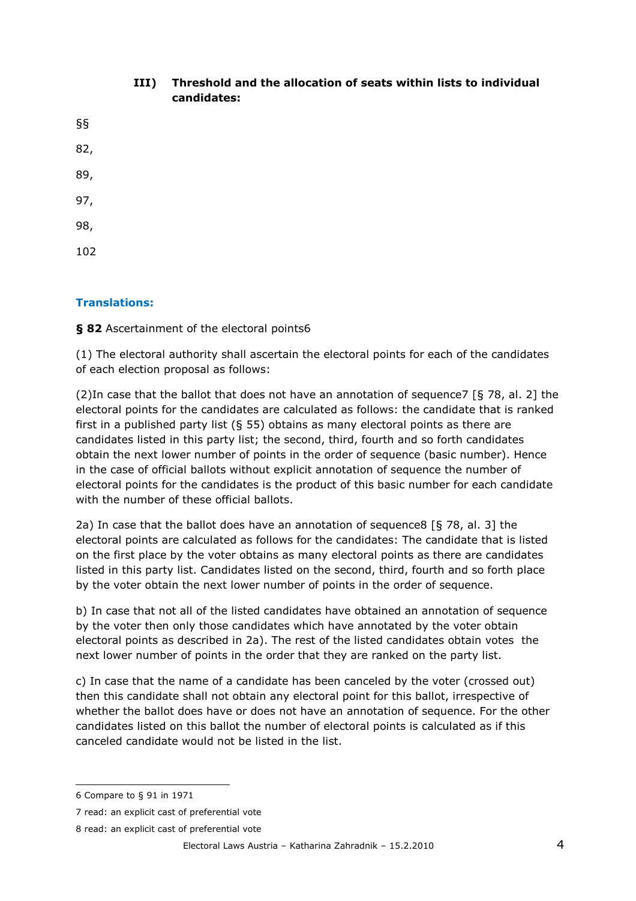### III) Threshold and the allocation of seats within lists to individual candidates:

§§

82,

89,

97,

98,

102

**Translations:**

**§ 82** Ascertainment of the electoral points[6]

(1) The electoral authority shall ascertain the electoral points for each of the candidates of each election proposal as follows:

(2)In case that the ballot that does not have an annotation of sequence[7] [§ 78, al. 2] the electoral points for the candidates are calculated as follows: the candidate that is ranked first in a published party list (§ 55) obtains as many electoral points as there are candidates listed in this party list; the second, third, fourth and so forth candidates obtain the next lower number of points in the order of sequence (basic number). Hence in the case of official ballots without explicit annotation of sequence the number of electoral points for the candidates is the product of this basic number for each candidate with the number of these official ballots.

2a) In case that the ballot does have an annotation of sequence[8] [§ 78, al. 3] the electoral points are calculated as follows for the candidates: The candidate that is listed on the first place by the voter obtains as many electoral points as there are candidates listed in this party list. Candidates listed on the second, third, fourth and so forth place by the voter obtain the next lower number of points in the order of sequence.

b) In case that not all of the listed candidates have obtained an annotation of sequence by the voter then only those candidates which have annotated by the voter obtain electoral points as described in 2a). The rest of the listed candidates obtain votes the next lower number of points in the order that they are ranked on the party list.

c) In case that the name of a candidate has been canceled by the voter (crossed out) then this candidate shall not obtain any electoral point for this ballot, irrespective of whether the ballot does have or does not have an annotation of sequence. For the other candidates listed on this ballot the number of electoral points is calculated as if this canceled candidate would not be listed in the list.

---

[6] Compare to § 91 in 1971

[7] read: an explicit cast of preferential vote

[8] read: an explicit cast of preferential vote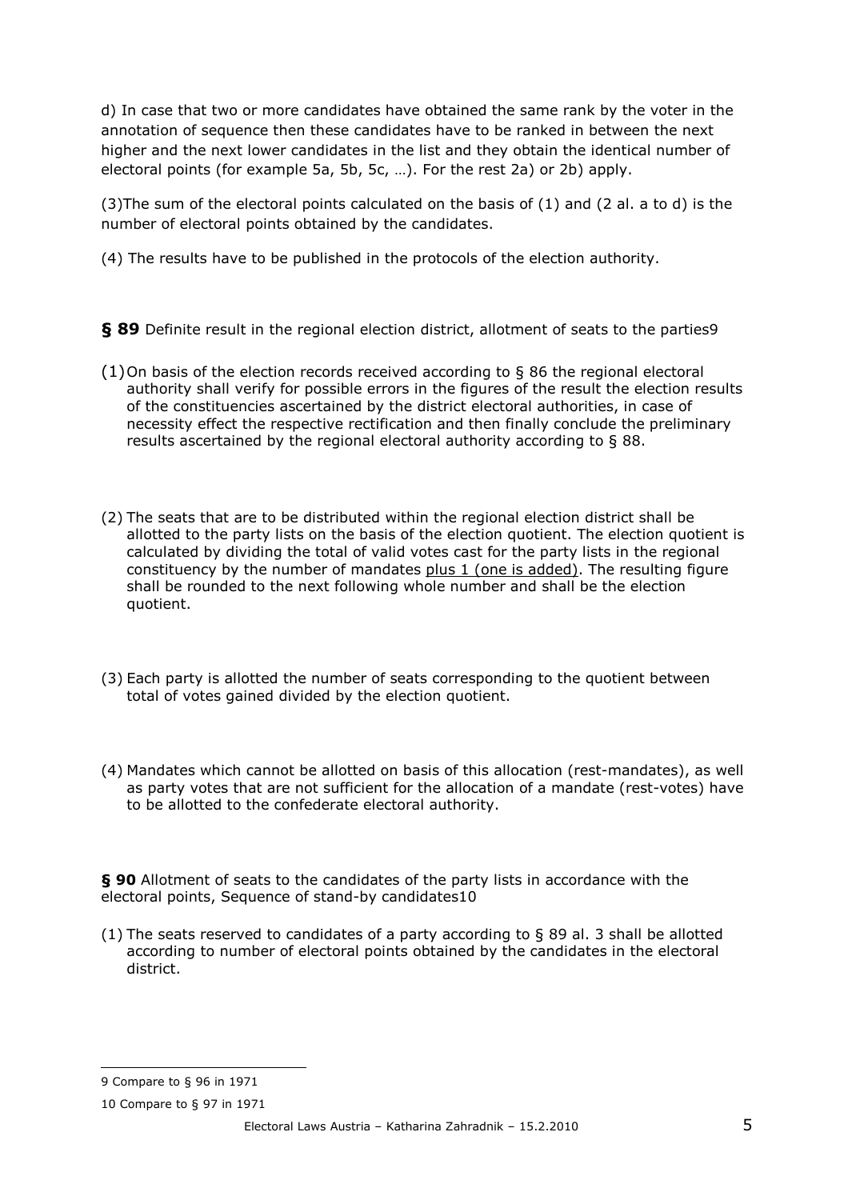d) In case that two or more candidates have obtained the same rank by the voter in the annotation of sequence then these candidates have to be ranked in between the next higher and the next lower candidates in the list and they obtain the identical number of electoral points (for example 5a, 5b, 5c, …). For the rest 2a) or 2b) apply.

(3)The sum of the electoral points calculated on the basis of (1) and (2 al. a to d) is the number of electoral points obtained by the candidates.

(4) The results have to be published in the protocols of the election authority.

**§ 89** Definite result in the regional election district, allotment of seats to the parties[9]

(1) On basis of the election records received according to § 86 the regional electoral authority shall verify for possible errors in the figures of the result the election results of the constituencies ascertained by the district electoral authorities, in case of necessity effect the respective rectification and then finally conclude the preliminary results ascertained by the regional electoral authority according to § 88.

(2) The seats that are to be distributed within the regional election district shall be allotted to the party lists on the basis of the election quotient. The election quotient is calculated by dividing the total of valid votes cast for the party lists in the regional constituency by the number of mandates <u>plus 1 (one is added)</u>. The resulting figure shall be rounded to the next following whole number and shall be the election quotient.

(3) Each party is allotted the number of seats corresponding to the quotient between total of votes gained divided by the election quotient.

(4) Mandates which cannot be allotted on basis of this allocation (rest-mandates), as well as party votes that are not sufficient for the allocation of a mandate (rest-votes) have to be allotted to the confederate electoral authority.

**§ 90** Allotment of seats to the candidates of the party lists in accordance with the electoral points, Sequence of stand-by candidates[10]

(1) The seats reserved to candidates of a party according to § 89 al. 3 shall be allotted according to number of electoral points obtained by the candidates in the electoral district.

---

[9] Compare to § 96 in 1971

[10] Compare to § 97 in 1971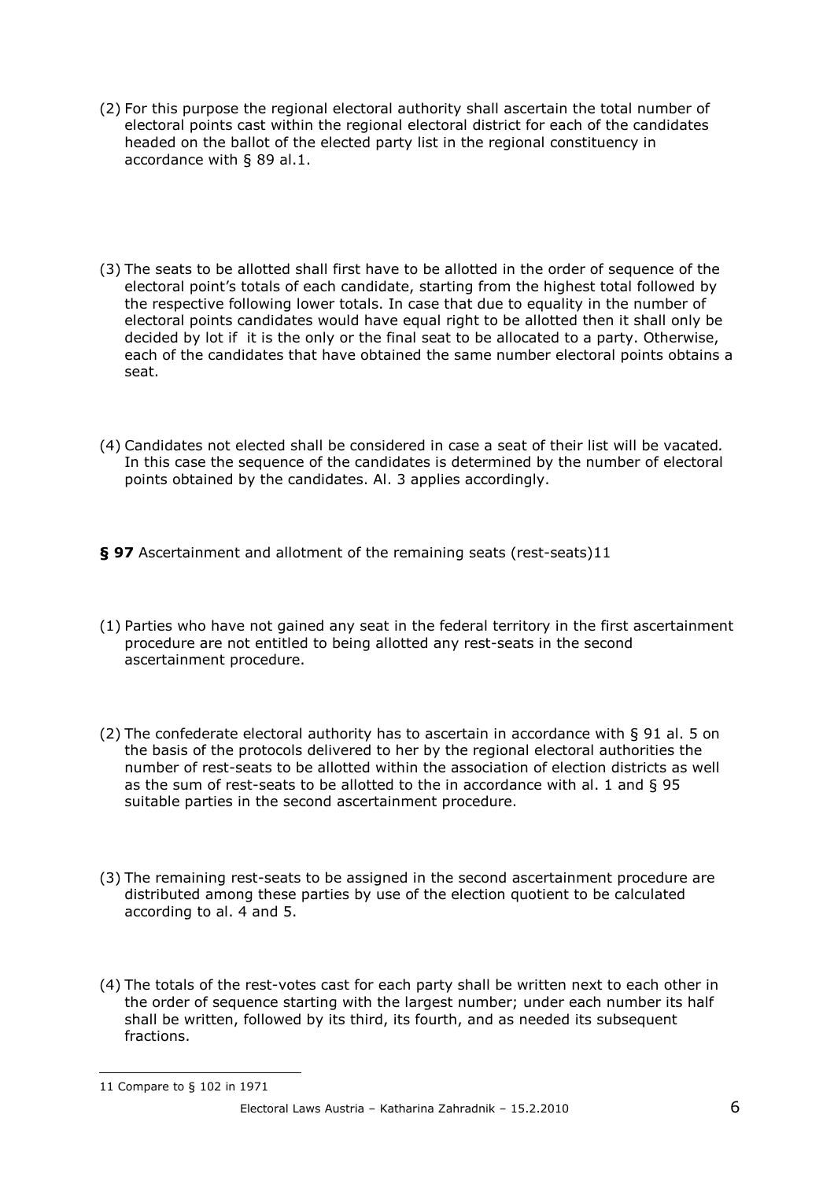(2) For this purpose the regional electoral authority shall ascertain the total number of electoral points cast within the regional electoral district for each of the candidates headed on the ballot of the elected party list in the regional constituency in accordance with § 89 al.1.

(3) The seats to be allotted shall first have to be allotted in the order of sequence of the electoral point's totals of each candidate, starting from the highest total followed by the respective following lower totals. In case that due to equality in the number of electoral points candidates would have equal right to be allotted then it shall only be decided by lot if it is the only or the final seat to be allocated to a party. Otherwise, each of the candidates that have obtained the same number electoral points obtains a seat.

(4) Candidates not elected shall be considered in case a seat of their list will be vacated*.* In this case the sequence of the candidates is determined by the number of electoral points obtained by the candidates. Al. 3 applies accordingly.

**§ 97** Ascertainment and allotment of the remaining seats (rest-seats)[11]

(1) Parties who have not gained any seat in the federal territory in the first ascertainment procedure are not entitled to being allotted any rest-seats in the second ascertainment procedure.

(2) The confederate electoral authority has to ascertain in accordance with § 91 al. 5 on the basis of the protocols delivered to her by the regional electoral authorities the number of rest-seats to be allotted within the association of election districts as well as the sum of rest-seats to be allotted to the in accordance with al. 1 and § 95 suitable parties in the second ascertainment procedure.

(3) The remaining rest-seats to be assigned in the second ascertainment procedure are distributed among these parties by use of the election quotient to be calculated according to al. 4 and 5.

(4) The totals of the rest-votes cast for each party shall be written next to each other in the order of sequence starting with the largest number; under each number its half shall be written, followed by its third, its fourth, and as needed its subsequent fractions.

11 Compare to § 102 in 1971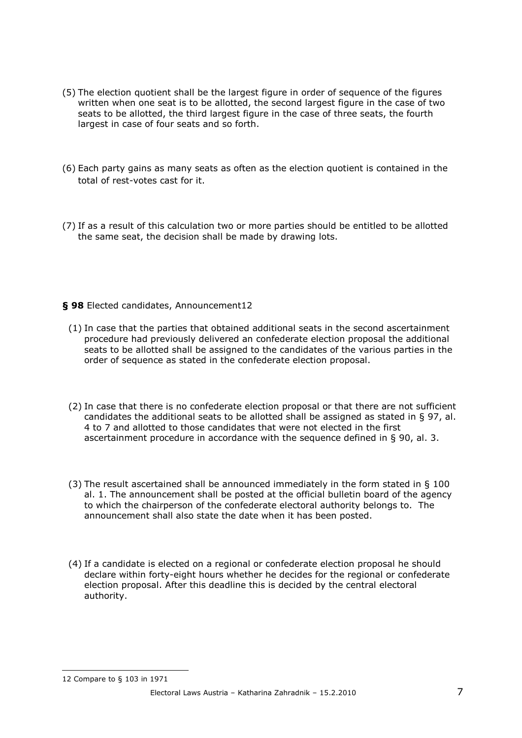(5) The election quotient shall be the largest figure in order of sequence of the figures written when one seat is to be allotted, the second largest figure in the case of two seats to be allotted, the third largest figure in the case of three seats, the fourth largest in case of four seats and so forth.

(6) Each party gains as many seats as often as the election quotient is contained in the total of rest-votes cast for it.

(7) If as a result of this calculation two or more parties should be entitled to be allotted the same seat, the decision shall be made by drawing lots.

**§ 98** Elected candidates, Announcement[12]

(1) In case that the parties that obtained additional seats in the second ascertainment procedure had previously delivered an confederate election proposal the additional seats to be allotted shall be assigned to the candidates of the various parties in the order of sequence as stated in the confederate election proposal.

(2) In case that there is no confederate election proposal or that there are not sufficient candidates the additional seats to be allotted shall be assigned as stated in § 97, al. 4 to 7 and allotted to those candidates that were not elected in the first ascertainment procedure in accordance with the sequence defined in § 90, al. 3.

(3) The result ascertained shall be announced immediately in the form stated in § 100 al. 1. The announcement shall be posted at the official bulletin board of the agency to which the chairperson of the confederate electoral authority belongs to. The announcement shall also state the date when it has been posted.

(4) If a candidate is elected on a regional or confederate election proposal he should declare within forty-eight hours whether he decides for the regional or confederate election proposal. After this deadline this is decided by the central electoral authority.

---

12 Compare to § 103 in 1971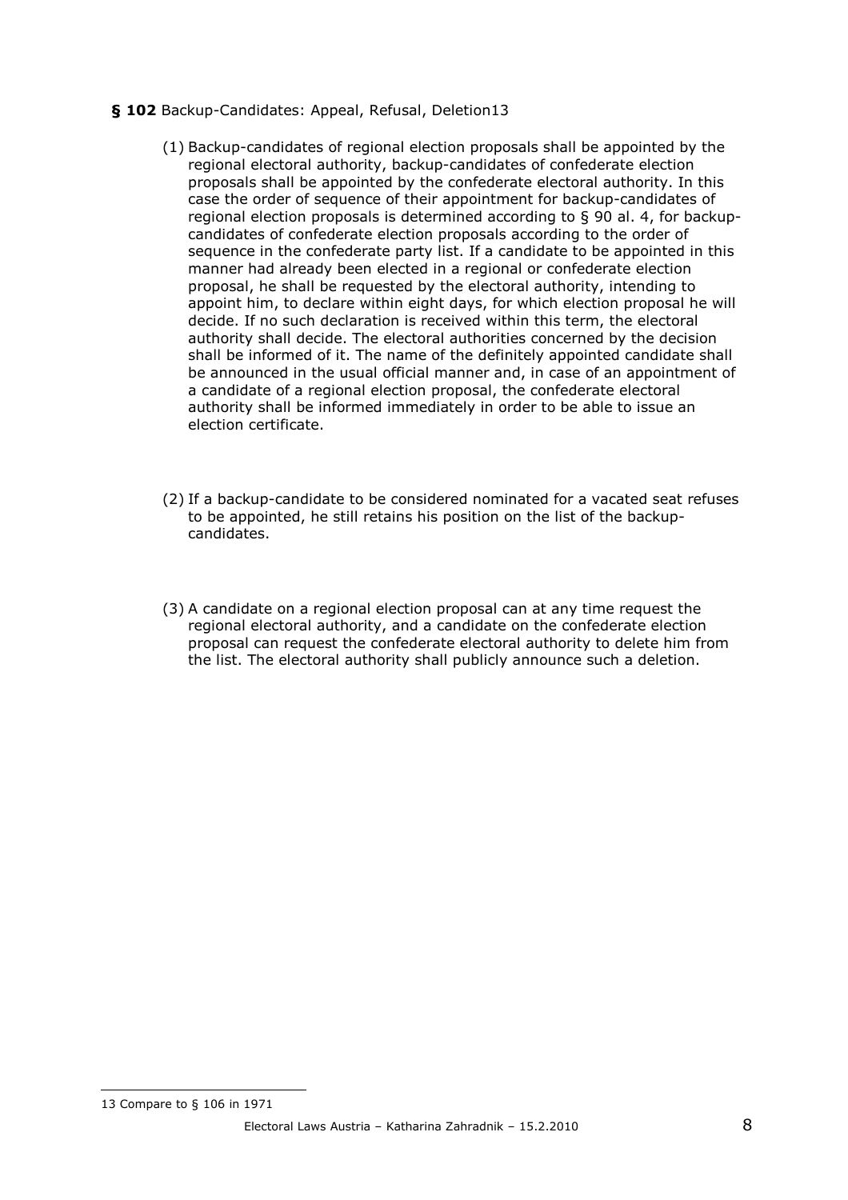**§ 102** Backup-Candidates: Appeal, Refusal, Deletion[13]

(1) Backup-candidates of regional election proposals shall be appointed by the regional electoral authority, backup-candidates of confederate election proposals shall be appointed by the confederate electoral authority. In this case the order of sequence of their appointment for backup-candidates of regional election proposals is determined according to § 90 al. 4, for backup-candidates of confederate election proposals according to the order of sequence in the confederate party list. If a candidate to be appointed in this manner had already been elected in a regional or confederate election proposal, he shall be requested by the electoral authority, intending to appoint him, to declare within eight days, for which election proposal he will decide. If no such declaration is received within this term, the electoral authority shall decide. The electoral authorities concerned by the decision shall be informed of it. The name of the definitely appointed candidate shall be announced in the usual official manner and, in case of an appointment of a candidate of a regional election proposal, the confederate electoral authority shall be informed immediately in order to be able to issue an election certificate.

(2) If a backup-candidate to be considered nominated for a vacated seat refuses to be appointed, he still retains his position on the list of the backup-candidates.

(3) A candidate on a regional election proposal can at any time request the regional electoral authority, and a candidate on the confederate election proposal can request the confederate electoral authority to delete him from the list. The electoral authority shall publicly announce such a deletion.

---

13 Compare to § 106 in 1971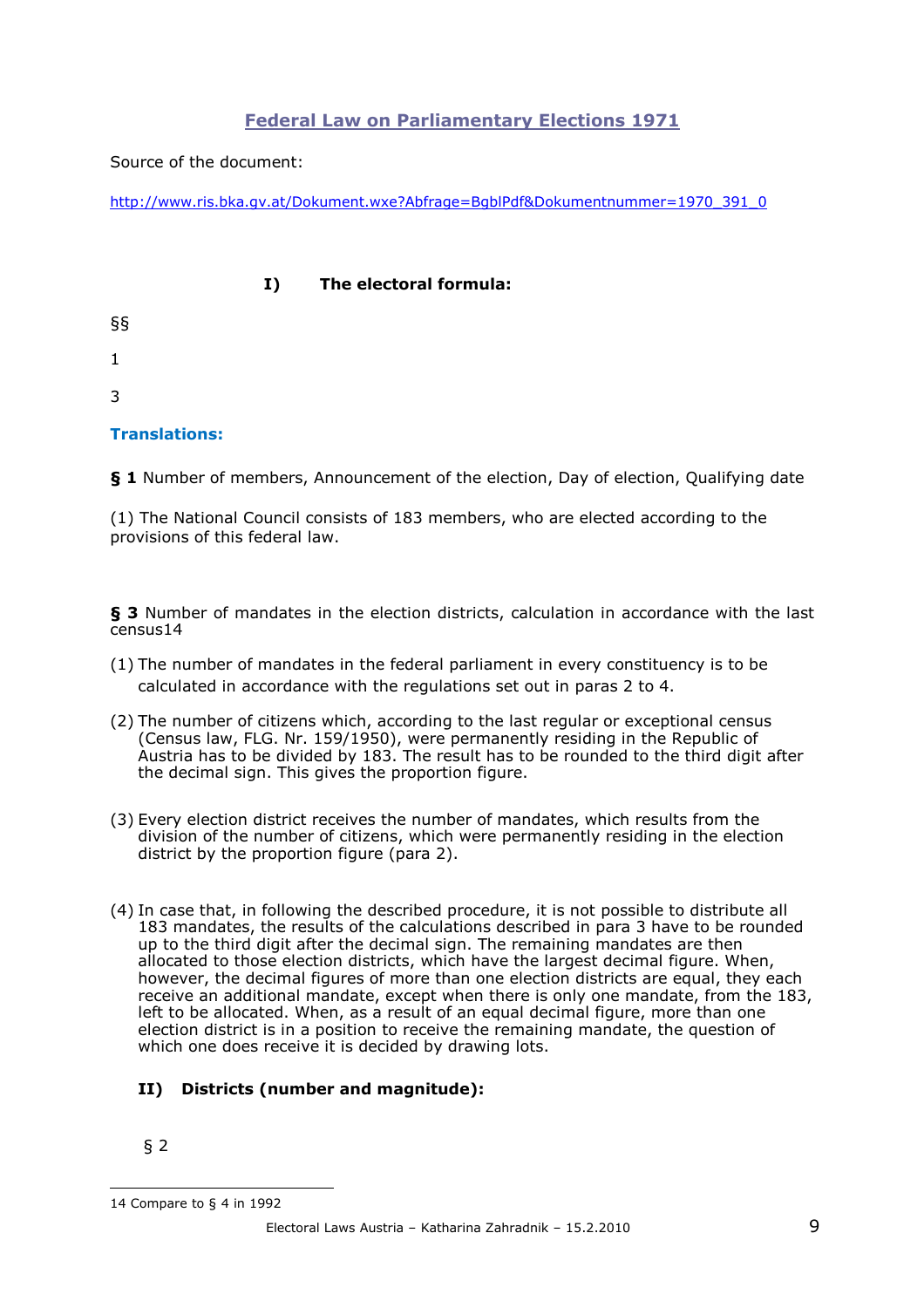## Federal Law on Parliamentary Elections 1971

Source of the document:

http://www.ris.bka.gv.at/Dokument.wxe?Abfrage=BgblPdf&Dokumentnummer=1970_391_0

### I) The electoral formula:

§§

1

3

**Translations:**

**§ 1** Number of members, Announcement of the election, Day of election, Qualifying date

(1) The National Council consists of 183 members, who are elected according to the provisions of this federal law.

**§ 3** Number of mandates in the election districts, calculation in accordance with the last census[14]

(1) The number of mandates in the federal parliament in every constituency is to be calculated in accordance with the regulations set out in paras 2 to 4.

(2) The number of citizens which, according to the last regular or exceptional census (Census law, FLG. Nr. 159/1950), were permanently residing in the Republic of Austria has to be divided by 183. The result has to be rounded to the third digit after the decimal sign. This gives the proportion figure.

(3) Every election district receives the number of mandates, which results from the division of the number of citizens, which were permanently residing in the election district by the proportion figure (para 2).

(4) In case that, in following the described procedure, it is not possible to distribute all 183 mandates, the results of the calculations described in para 3 have to be rounded up to the third digit after the decimal sign. The remaining mandates are then allocated to those election districts, which have the largest decimal figure. When, however, the decimal figures of more than one election districts are equal, they each receive an additional mandate, except when there is only one mandate, from the 183, left to be allocated. When, as a result of an equal decimal figure, more than one election district is in a position to receive the remaining mandate, the question of which one does receive it is decided by drawing lots.

### II) Districts (number and magnitude):

§ 2

[14] Compare to § 4 in 1992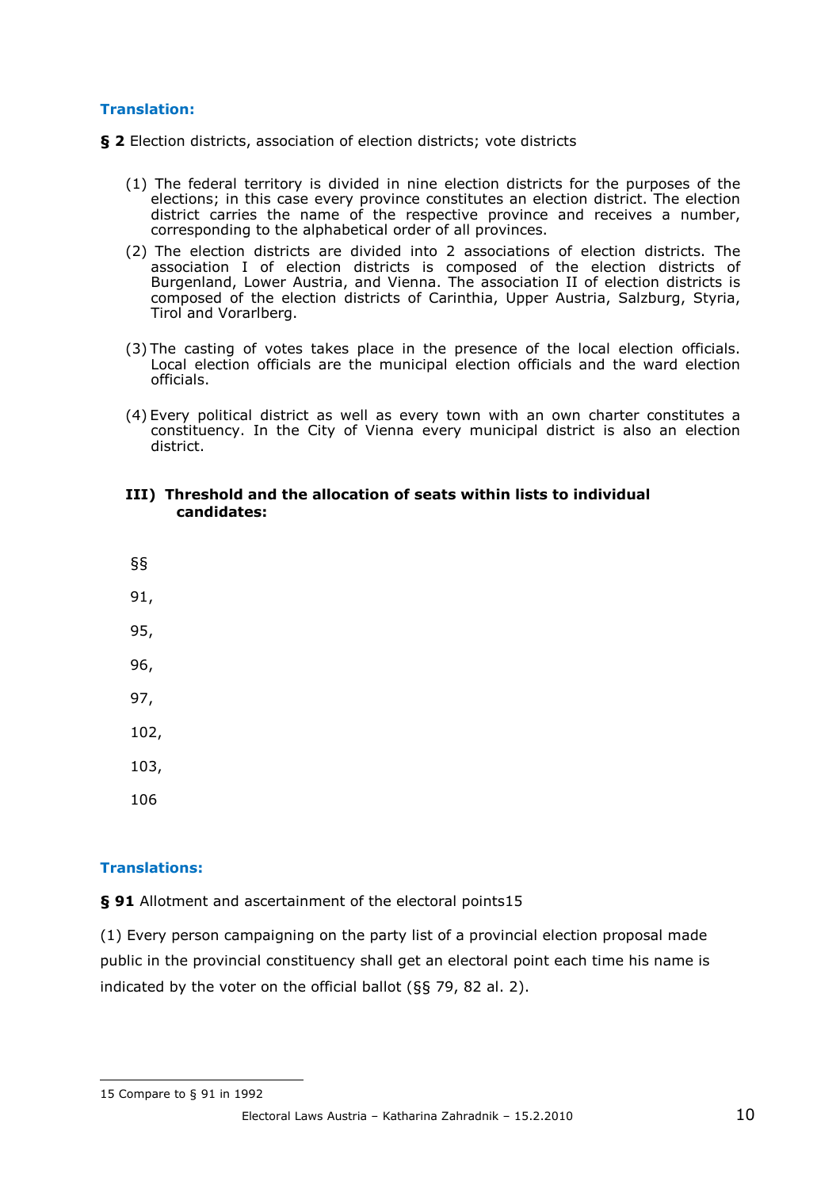**Translation:**

**§ 2** Election districts, association of election districts; vote districts

(1) The federal territory is divided in nine election districts for the purposes of the elections; in this case every province constitutes an election district. The election district carries the name of the respective province and receives a number, corresponding to the alphabetical order of all provinces.

(2) The election districts are divided into 2 associations of election districts. The association I of election districts is composed of the election districts of Burgenland, Lower Austria, and Vienna. The association II of election districts is composed of the election districts of Carinthia, Upper Austria, Salzburg, Styria, Tirol and Vorarlberg.

(3) The casting of votes takes place in the presence of the local election officials. Local election officials are the municipal election officials and the ward election officials.

(4) Every political district as well as every town with an own charter constitutes a constituency. In the City of Vienna every municipal district is also an election district.

### III) Threshold and the allocation of seats within lists to individual candidates:

§§

91,

95,

96,

97,

102,

103,

106

**Translations:**

**§ 91** Allotment and ascertainment of the electoral points[15]

(1) Every person campaigning on the party list of a provincial election proposal made public in the provincial constituency shall get an electoral point each time his name is indicated by the voter on the official ballot (§§ 79, 82 al. 2).

---

15 Compare to § 91 in 1992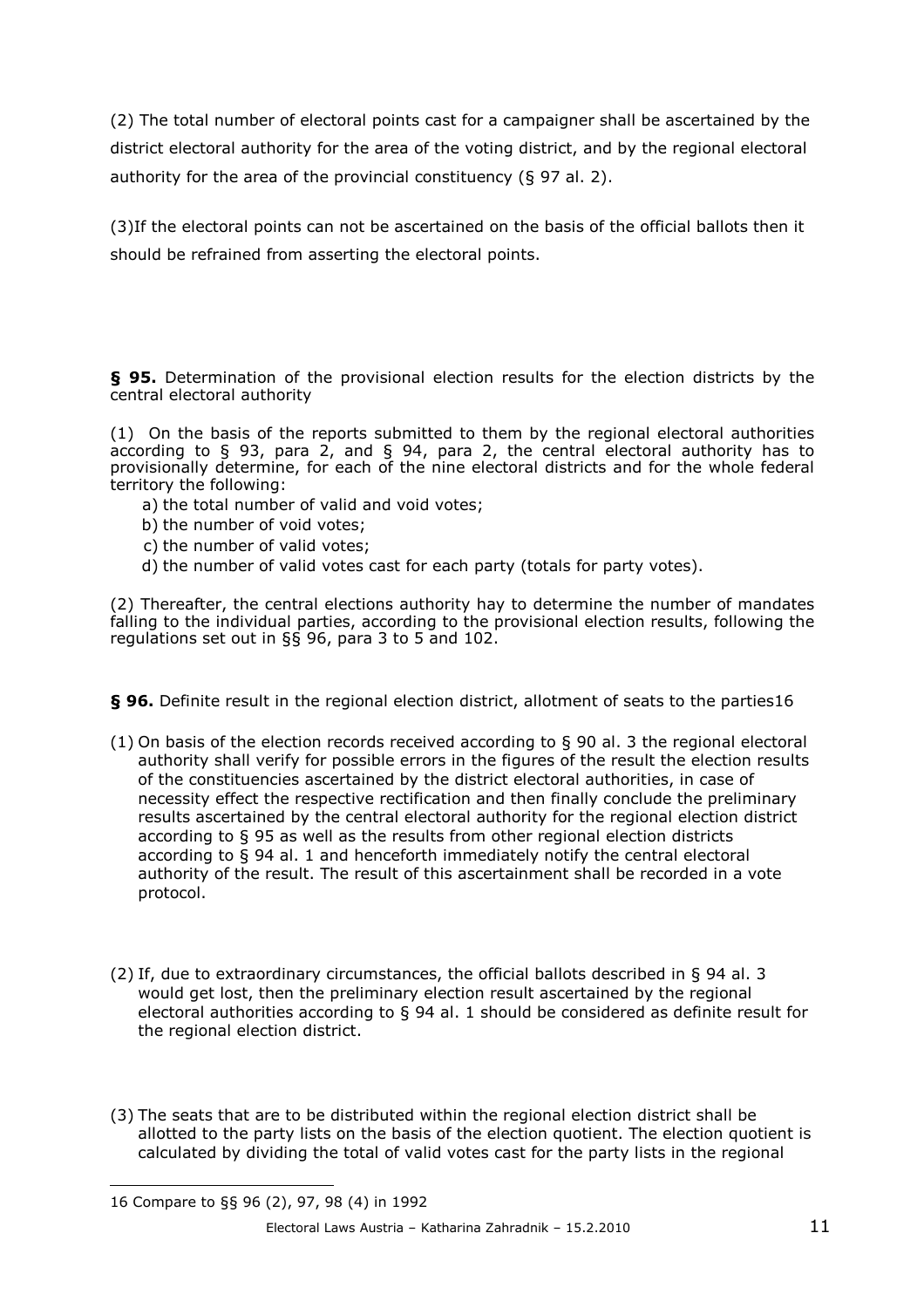(2) The total number of electoral points cast for a campaigner shall be ascertained by the district electoral authority for the area of the voting district, and by the regional electoral authority for the area of the provincial constituency (§ 97 al. 2).

(3)If the electoral points can not be ascertained on the basis of the official ballots then it should be refrained from asserting the electoral points.

**§ 95.** Determination of the provisional election results for the election districts by the central electoral authority

(1) On the basis of the reports submitted to them by the regional electoral authorities according to § 93, para 2, and § 94, para 2, the central electoral authority has to provisionally determine, for each of the nine electoral districts and for the whole federal territory the following:

a) the total number of valid and void votes;
b) the number of void votes;
c) the number of valid votes;
d) the number of valid votes cast for each party (totals for party votes).

(2) Thereafter, the central elections authority hay to determine the number of mandates falling to the individual parties, according to the provisional election results, following the regulations set out in §§ 96, para 3 to 5 and 102.

**§ 96.** Definite result in the regional election district, allotment of seats to the parties[16]

(1) On basis of the election records received according to § 90 al. 3 the regional electoral authority shall verify for possible errors in the figures of the result the election results of the constituencies ascertained by the district electoral authorities, in case of necessity effect the respective rectification and then finally conclude the preliminary results ascertained by the central electoral authority for the regional election district according to § 95 as well as the results from other regional election districts according to § 94 al. 1 and henceforth immediately notify the central electoral authority of the result. The result of this ascertainment shall be recorded in a vote protocol.

(2) If, due to extraordinary circumstances, the official ballots described in § 94 al. 3 would get lost, then the preliminary election result ascertained by the regional electoral authorities according to § 94 al. 1 should be considered as definite result for the regional election district.

(3) The seats that are to be distributed within the regional election district shall be allotted to the party lists on the basis of the election quotient. The election quotient is calculated by dividing the total of valid votes cast for the party lists in the regional

---

16 Compare to §§ 96 (2), 97, 98 (4) in 1992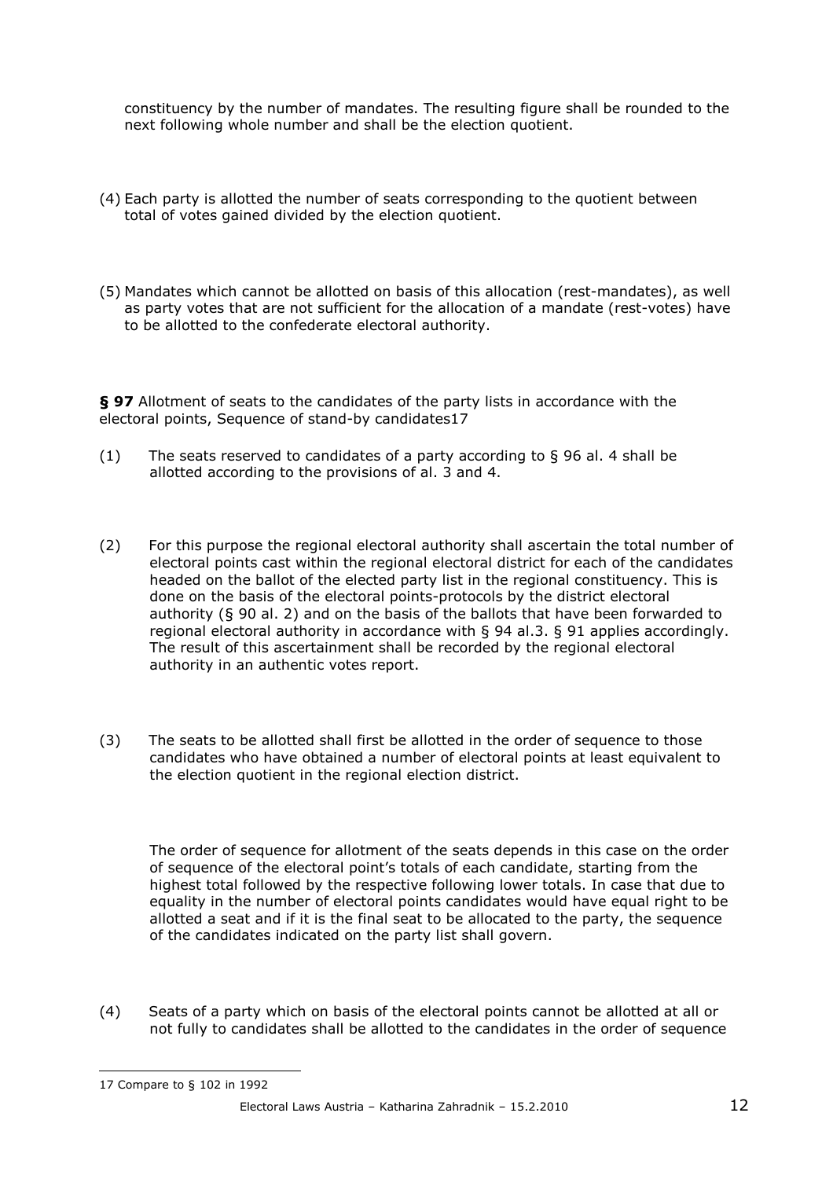constituency by the number of mandates. The resulting figure shall be rounded to the next following whole number and shall be the election quotient.

(4) Each party is allotted the number of seats corresponding to the quotient between total of votes gained divided by the election quotient.

(5) Mandates which cannot be allotted on basis of this allocation (rest-mandates), as well as party votes that are not sufficient for the allocation of a mandate (rest-votes) have to be allotted to the confederate electoral authority.

**§ 97** Allotment of seats to the candidates of the party lists in accordance with the electoral points, Sequence of stand-by candidates[17]

(1) The seats reserved to candidates of a party according to § 96 al. 4 shall be allotted according to the provisions of al. 3 and 4.

(2) For this purpose the regional electoral authority shall ascertain the total number of electoral points cast within the regional electoral district for each of the candidates headed on the ballot of the elected party list in the regional constituency. This is done on the basis of the electoral points-protocols by the district electoral authority (§ 90 al. 2) and on the basis of the ballots that have been forwarded to regional electoral authority in accordance with § 94 al.3. § 91 applies accordingly. The result of this ascertainment shall be recorded by the regional electoral authority in an authentic votes report.

(3) The seats to be allotted shall first be allotted in the order of sequence to those candidates who have obtained a number of electoral points at least equivalent to the election quotient in the regional election district.

The order of sequence for allotment of the seats depends in this case on the order of sequence of the electoral point's totals of each candidate, starting from the highest total followed by the respective following lower totals. In case that due to equality in the number of electoral points candidates would have equal right to be allotted a seat and if it is the final seat to be allocated to the party, the sequence of the candidates indicated on the party list shall govern.

(4) Seats of a party which on basis of the electoral points cannot be allotted at all or not fully to candidates shall be allotted to the candidates in the order of sequence

---

17 Compare to § 102 in 1992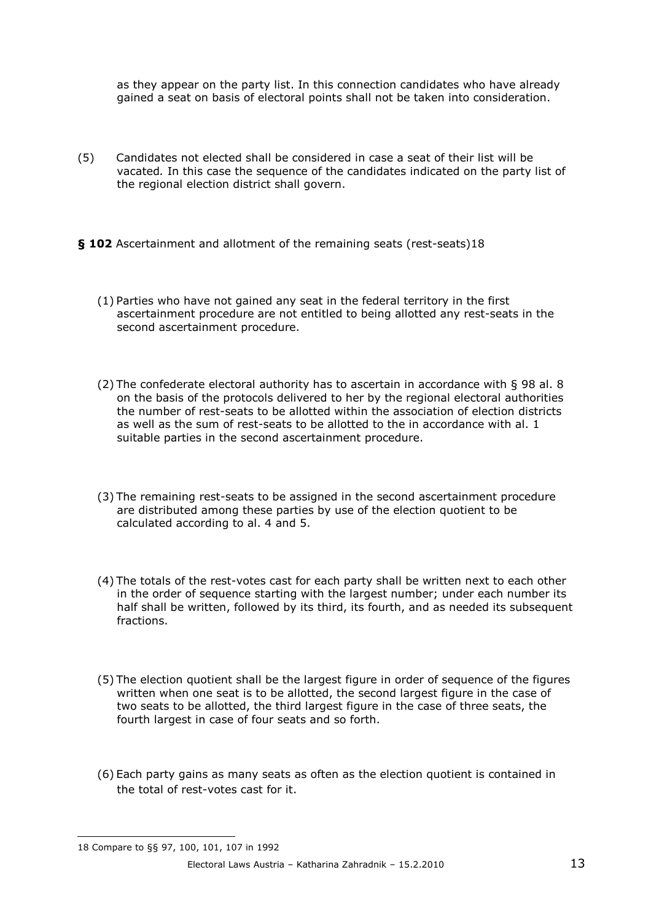as they appear on the party list. In this connection candidates who have already gained a seat on basis of electoral points shall not be taken into consideration.

(5) Candidates not elected shall be considered in case a seat of their list will be vacated*.* In this case the sequence of the candidates indicated on the party list of the regional election district shall govern.

**§ 102** Ascertainment and allotment of the remaining seats (rest-seats)[18]

(1) Parties who have not gained any seat in the federal territory in the first ascertainment procedure are not entitled to being allotted any rest-seats in the second ascertainment procedure.

(2) The confederate electoral authority has to ascertain in accordance with § 98 al. 8 on the basis of the protocols delivered to her by the regional electoral authorities the number of rest-seats to be allotted within the association of election districts as well as the sum of rest-seats to be allotted to the in accordance with al. 1 suitable parties in the second ascertainment procedure.

(3) The remaining rest-seats to be assigned in the second ascertainment procedure are distributed among these parties by use of the election quotient to be calculated according to al. 4 and 5.

(4) The totals of the rest-votes cast for each party shall be written next to each other in the order of sequence starting with the largest number; under each number its half shall be written, followed by its third, its fourth, and as needed its subsequent fractions.

(5) The election quotient shall be the largest figure in order of sequence of the figures written when one seat is to be allotted, the second largest figure in the case of two seats to be allotted, the third largest figure in the case of three seats, the fourth largest in case of four seats and so forth.

(6) Each party gains as many seats as often as the election quotient is contained in the total of rest-votes cast for it.

---

18 Compare to §§ 97, 100, 101, 107 in 1992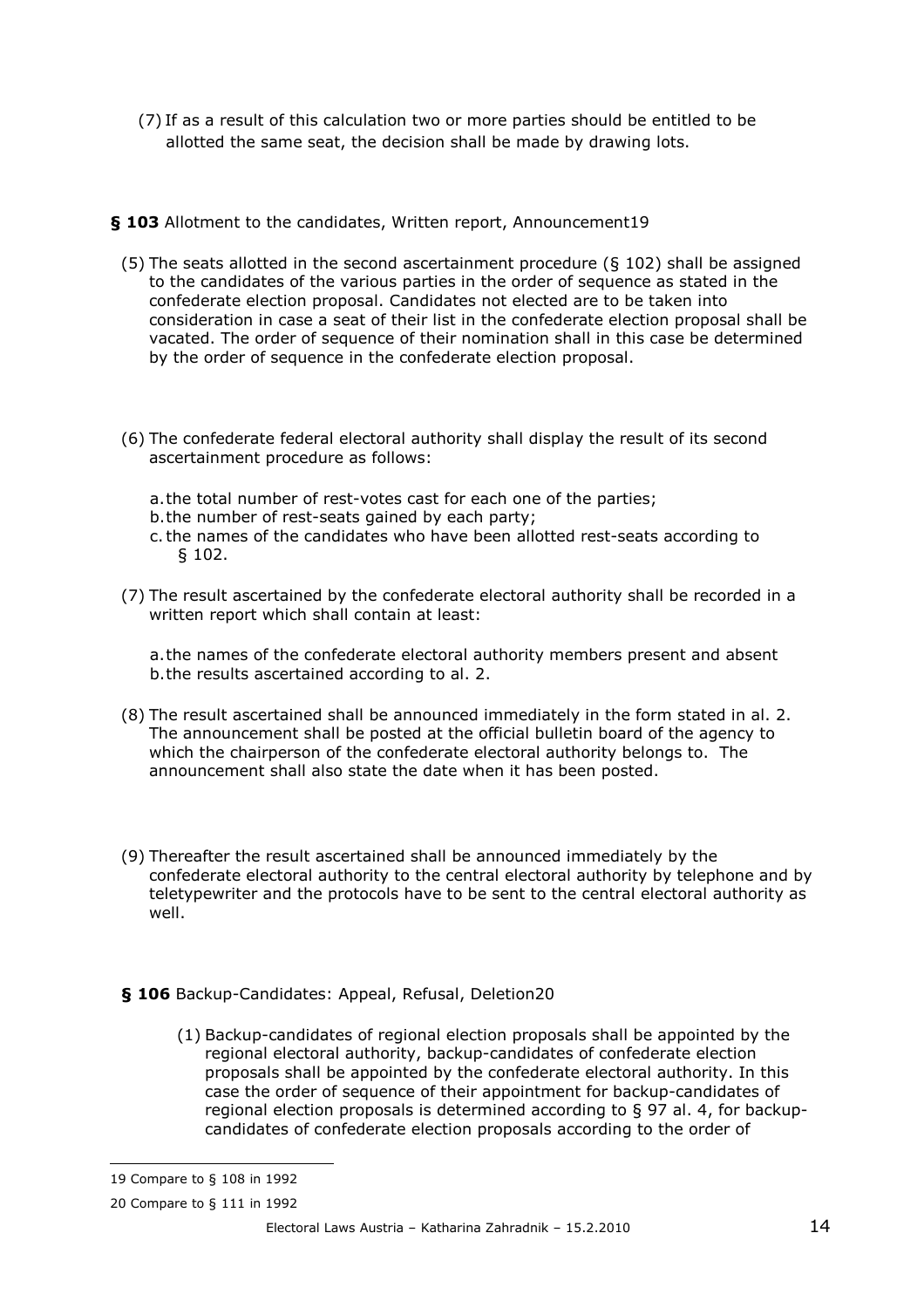(7) If as a result of this calculation two or more parties should be entitled to be allotted the same seat, the decision shall be made by drawing lots.

**§ 103** Allotment to the candidates, Written report, Announcement[19]

(5) The seats allotted in the second ascertainment procedure (§ 102) shall be assigned to the candidates of the various parties in the order of sequence as stated in the confederate election proposal. Candidates not elected are to be taken into consideration in case a seat of their list in the confederate election proposal shall be vacated. The order of sequence of their nomination shall in this case be determined by the order of sequence in the confederate election proposal.

(6) The confederate federal electoral authority shall display the result of its second ascertainment procedure as follows:

a. the total number of rest-votes cast for each one of the parties;
b. the number of rest-seats gained by each party;
c. the names of the candidates who have been allotted rest-seats according to § 102.

(7) The result ascertained by the confederate electoral authority shall be recorded in a written report which shall contain at least:

a. the names of the confederate electoral authority members present and absent
b. the results ascertained according to al. 2.

(8) The result ascertained shall be announced immediately in the form stated in al. 2. The announcement shall be posted at the official bulletin board of the agency to which the chairperson of the confederate electoral authority belongs to. The announcement shall also state the date when it has been posted.

(9) Thereafter the result ascertained shall be announced immediately by the confederate electoral authority to the central electoral authority by telephone and by teletypewriter and the protocols have to be sent to the central electoral authority as well.

**§ 106** Backup-Candidates: Appeal, Refusal, Deletion[20]

(1) Backup-candidates of regional election proposals shall be appointed by the regional electoral authority, backup-candidates of confederate election proposals shall be appointed by the confederate electoral authority. In this case the order of sequence of their appointment for backup-candidates of regional election proposals is determined according to § 97 al. 4, for backup-candidates of confederate election proposals according to the order of

---

19 Compare to § 108 in 1992

20 Compare to § 111 in 1992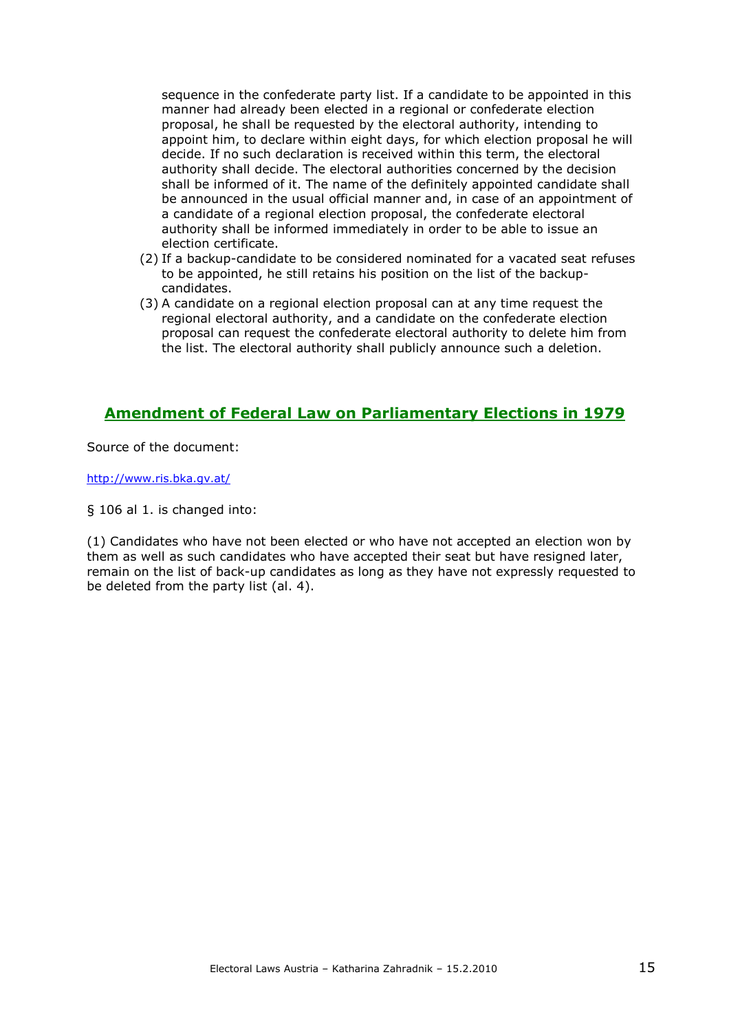sequence in the confederate party list. If a candidate to be appointed in this manner had already been elected in a regional or confederate election proposal, he shall be requested by the electoral authority, intending to appoint him, to declare within eight days, for which election proposal he will decide. If no such declaration is received within this term, the electoral authority shall decide. The electoral authorities concerned by the decision shall be informed of it. The name of the definitely appointed candidate shall be announced in the usual official manner and, in case of an appointment of a candidate of a regional election proposal, the confederate electoral authority shall be informed immediately in order to be able to issue an election certificate.

(2) If a backup-candidate to be considered nominated for a vacated seat refuses to be appointed, he still retains his position on the list of the backup-candidates.

(3) A candidate on a regional election proposal can at any time request the regional electoral authority, and a candidate on the confederate election proposal can request the confederate electoral authority to delete him from the list. The electoral authority shall publicly announce such a deletion.

## Amendment of Federal Law on Parliamentary Elections in 1979

Source of the document:

http://www.ris.bka.gv.at/

§ 106 al 1. is changed into:

(1) Candidates who have not been elected or who have not accepted an election won by them as well as such candidates who have accepted their seat but have resigned later, remain on the list of back-up candidates as long as they have not expressly requested to be deleted from the party list (al. 4).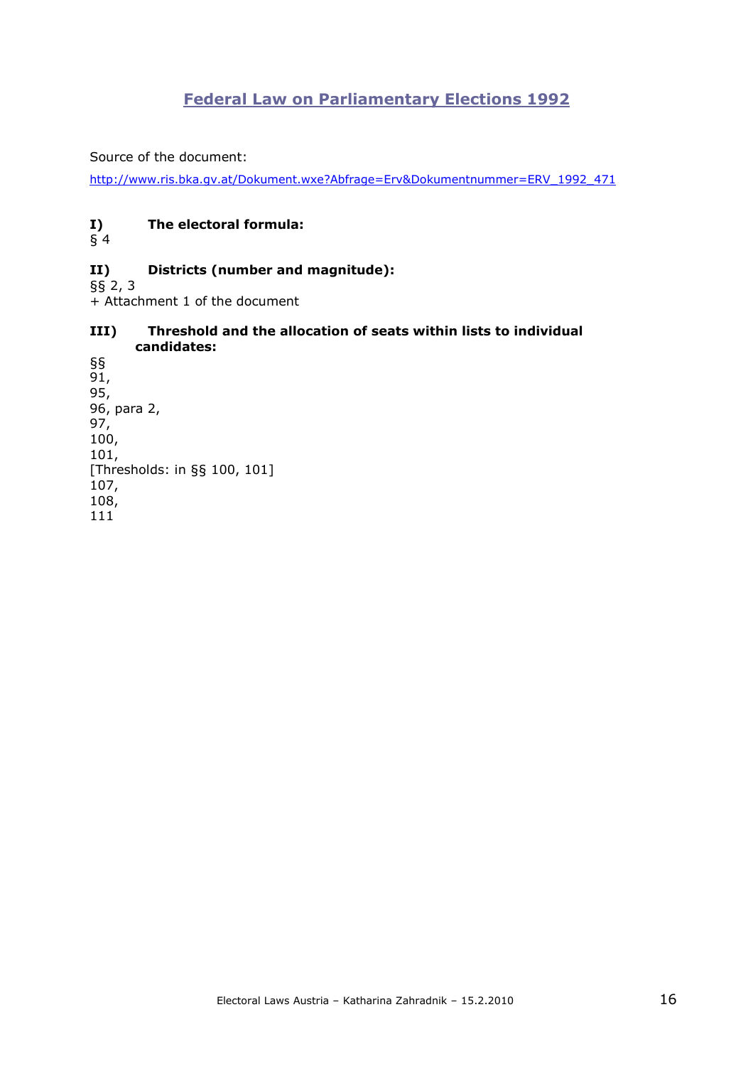## Federal Law on Parliamentary Elections 1992

Source of the document:

http://www.ris.bka.gv.at/Dokument.wxe?Abfrage=Erv&Dokumentnummer=ERV_1992_471

**I) The electoral formula:**

§ 4

**II) Districts (number and magnitude):**

§§ 2, 3
+ Attachment 1 of the document

**III) Threshold and the allocation of seats within lists to individual candidates:**

§§
91,
95,
96, para 2,
97,
100,
101,
[Thresholds: in §§ 100, 101]
107,
108,
111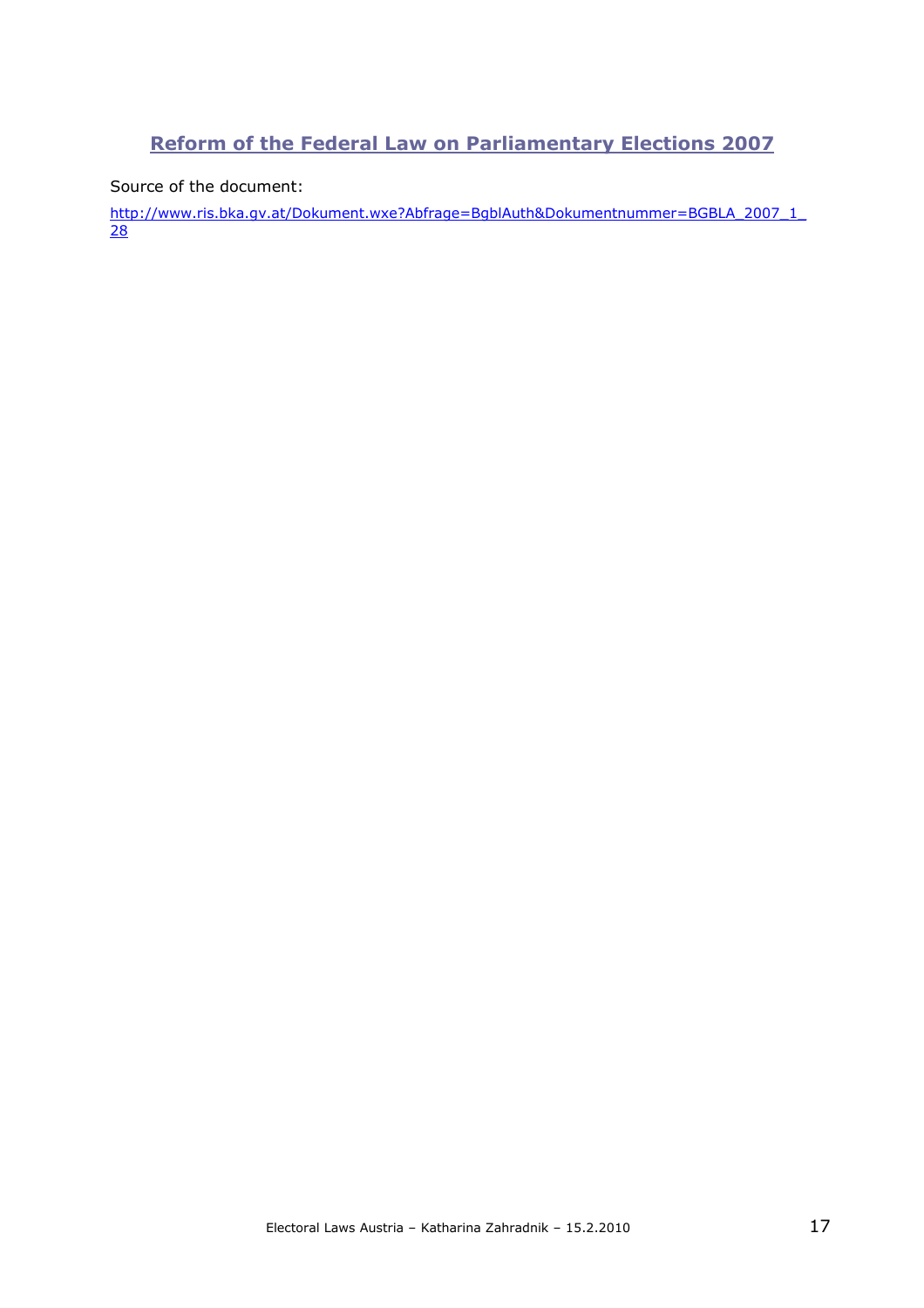## Reform of the Federal Law on Parliamentary Elections 2007

Source of the document:

http://www.ris.bka.gv.at/Dokument.wxe?Abfrage=BgblAuth&Dokumentnummer=BGBLA_2007_1_28